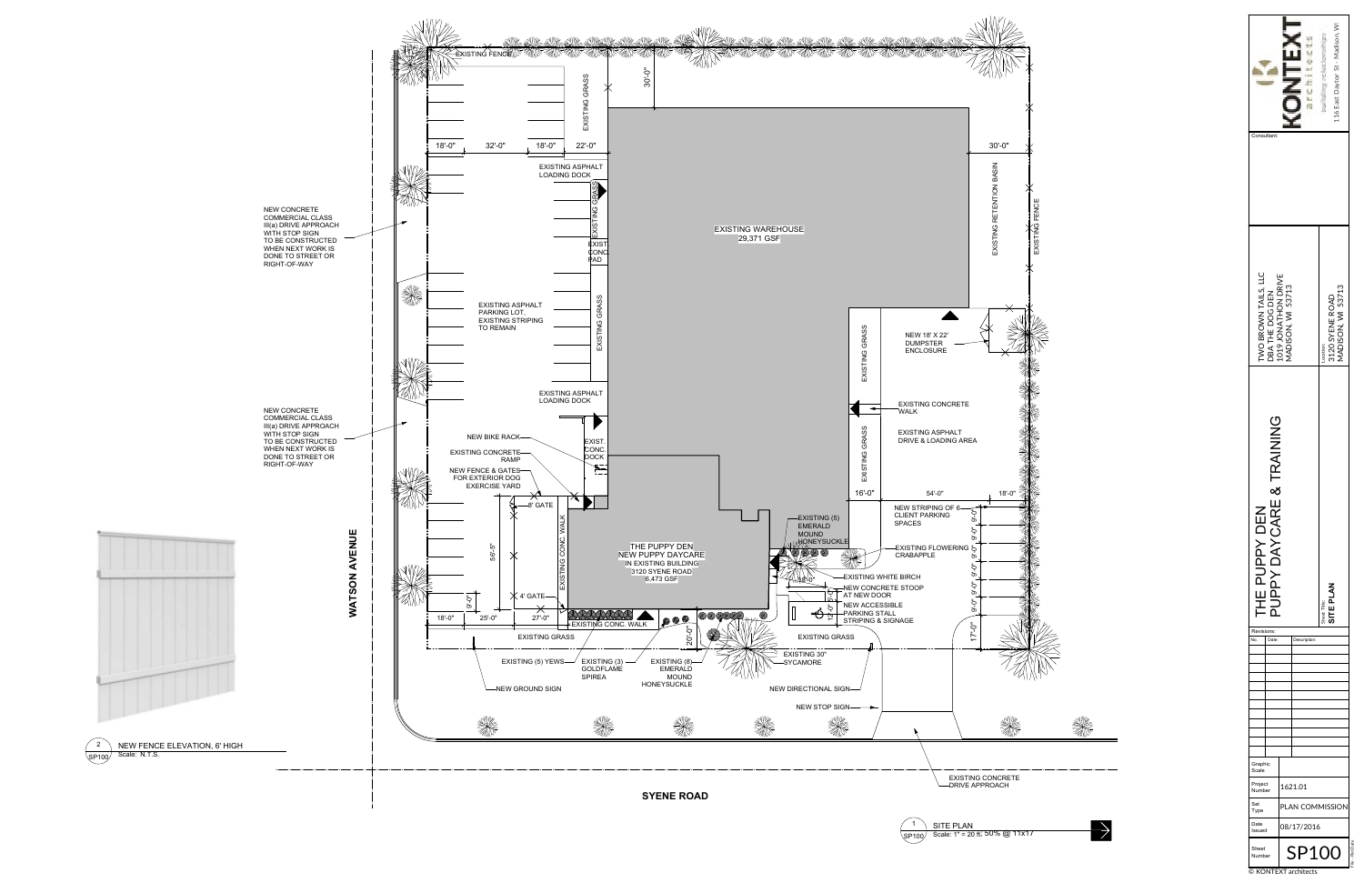# SITE PLAN

**1 / SP100 — SITE PLAN**
Scale: 1" = 20 ft; 50% @ 11x17

**2 / SP100 — NEW FENCE ELEVATION, 6' HIGH**
Scale: N.T.S.

## Plan Labels

- EXISTING FENCE
- EXISTING GRASS
- 30'-0"
- 18'-0" | 32'-0" | 18'-0" | 22'-0"
- EXISTING ASPHALT LOADING DOCK
- EXISTING GRASS
- EXIST. CONC. PAD
- EXISTING WAREHOUSE 29,371 GSF
- 30'-0"
- EXISTING RETENTION BASIN
- EXISTING FENCE
- EXISTING ASPHALT PARKING LOT, EXISTING STRIPING TO REMAIN
- EXISTING GRASS
- NEW 18' X 22' DUMPSTER ENCLOSURE
- EXISTING ASPHALT LOADING DOCK
- EXISTING CONCRETE WALK
- EXISTING ASPHALT DRIVE & LOADING AREA
- NEW BIKE RACK
- EXISTING CONCRETE RAMP
- EXIST. CONC. DOCK
- NEW FENCE & GATES FOR EXTERIOR DOG EXERCISE YARD
- 8' GATE
- 56'-5"
- EXISTING CONC. WALK
- 4' GATE
- 9'-0"
- 18'-0" | 25'-0" | 27'-0"
- THE PUPPY DEN NEW PUPPY DAYCARE IN EXISTING BUILDING 3120 SYENE ROAD 6,473 GSF
- EXISTING (5) EMERALD MOUND HONEYSUCKLE
- 16'-0" | 54'-0" | 18'-0"
- NEW STRIPING OF 6 CLIENT PARKING SPACES
- 9'-0" (typ.)
- EXISTING FLOWERING CRABAPPLE
- EXISTING WHITE BIRCH
- NEW CONCRETE STOOP AT NEW DOOR
- 18'-0"
- 12'-0"
- 8'-0"
- NEW ACCESSIBLE PARKING STALL STRIPING & SIGNAGE
- 17'-0"
- EXISTING CONC. WALK
- EXISTING GRASS
- 20'-0"
- EXISTING GRASS
- EXISTING (5) YEWS
- EXISTING (3) GOLDFLAME SPIREA
- EXISTING (8) EMERALD MOUND HONEYSUCKLE
- EXISTING 30" SYCAMORE
- NEW GROUND SIGN
- NEW DIRECTIONAL SIGN
- NEW STOP SIGN
- EXISTING CONCRETE DRIVE APPROACH
- NEW CONCRETE COMMERCIAL CLASS III(a) DRIVE APPROACH WITH STOP SIGN TO BE CONSTRUCTED WHEN NEXT WORK IS DONE TO STREET OR RIGHT-OF-WAY
- NEW CONCRETE COMMERCIAL CLASS III(a) DRIVE APPROACH WITH STOP SIGN TO BE CONSTRUCTED WHEN NEXT WORK IS DONE TO STREET OR RIGHT-OF-WAY
- WATSON AVENUE
- SYENE ROAD

## Title Block

**KONTEXT architects**
building context together
116 East Dayton St. Madison, WI

Consultant:

TWO BROWN TAILS, LLC
DBA THE DOG DEN
1019 JONATHON DRIVE
MADISON, WI 53713

Location:
3120 SYENE ROAD
MADISON, WI 53713

**THE PUPPY DEN**
**PUPPY DAYCARE & TRAINING**

Sheet Title: **SITE PLAN**

Revisions:

| No. | Date: | Description: |
|---|---|---|
| | | |

| | |
|---|---|
| Graphic Scale | |
| Project Number | 1621.01 |
| Set Type | PLAN COMMISSION |
| Date Issued | 08/17/2016 |
| Sheet Number | SP100 |

© KONTEXT architects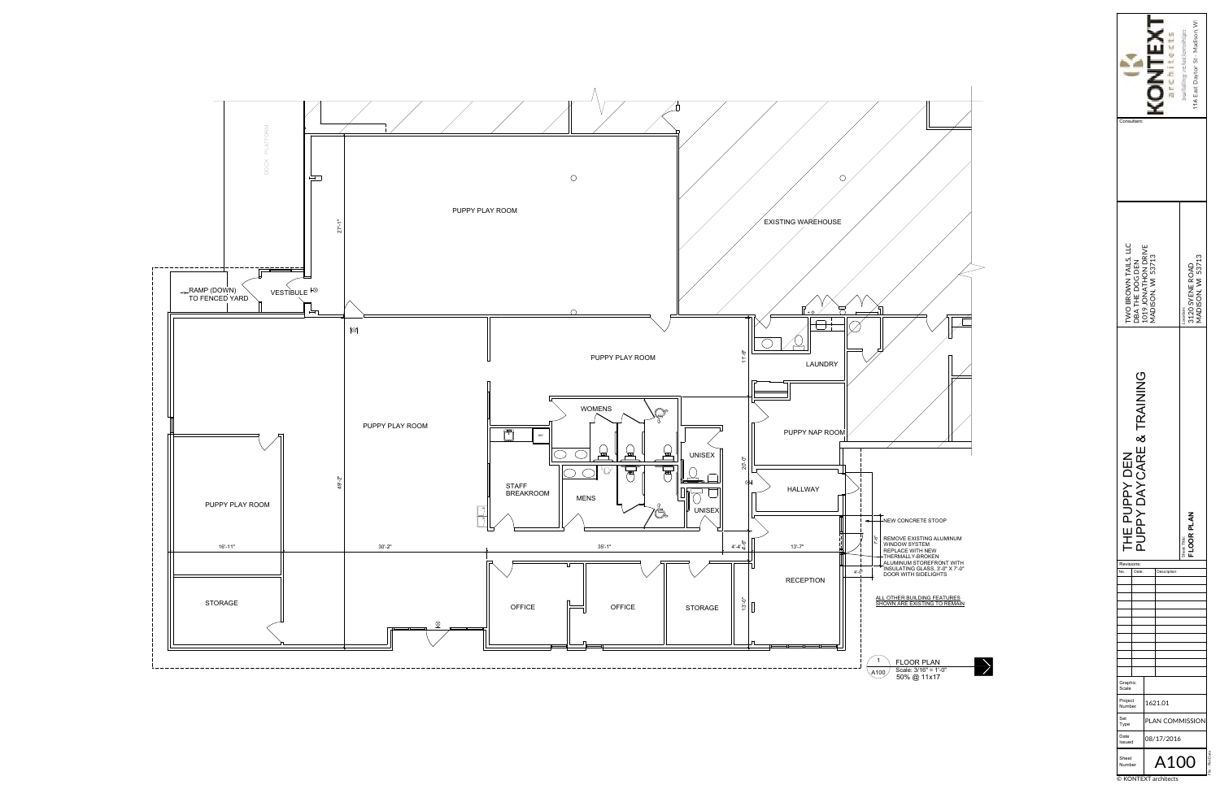# THE PUPPY DEN
## PUPPY DAYCARE & TRAINING

**KONTEXT architects**
building relationships
116 East Dayton St., Madison, WI

Consultant:

TWO BROWN TAILS, LLC
DBA THE DOG DEN
1019 JONATHON DRIVE
MADISON, WI 53713

Location:
3120 SYENE ROAD
MADISON, WI 53713

Sheet Title:
**FLOOR PLAN**

Revisions:

| No. | Date: | Description: |
| --- | --- | --- |
| | | |

| | |
| --- | --- |
| Graphic Scale | |
| Project Number | 1621.01 |
| Set Type | PLAN COMMISSION |
| Date Issued | 08/17/2016 |
| Sheet Number | A100 |

© KONTEXT architects

---

DOCK PLATFORM

PUPPY PLAY ROOM

EXISTING WAREHOUSE

RAMP (DOWN) TO FENCED YARD

VESTIBULE

27'-1"

PUPPY PLAY ROOM

11'-9"

LAUNDRY

WOMENS

PUPPY PLAY ROOM

PUPPY NAP ROOM

UNISEX

20'-0"

STAFF BREAKROOM

MENS

HALLWAY

PUPPY PLAY ROOM

UNISEX

48'-2"

NEW CONCRETE STOOP

REMOVE EXISTING ALUMINUM WINDOW SYSTEM REPLACE WITH NEW THERMALLY-BROKEN ALUMINUM STOREFRONT WITH INSULATING GLASS, 3'-0" X 7'-0" DOOR WITH SIDELIGHTS

16'-11" | 30'-2" | 35'-1" | 4'-4" | 13'-7"

4'-0"

7'-0"

6'-0"

STORAGE

OFFICE

OFFICE

STORAGE

13'-0"

RECEPTION

ALL OTHER BUILDING FEATURES SHOWN ARE EXISTING TO REMAIN

1 / A100 FLOOR PLAN
Scale: 3/16" = 1'-0"
50% @ 11x17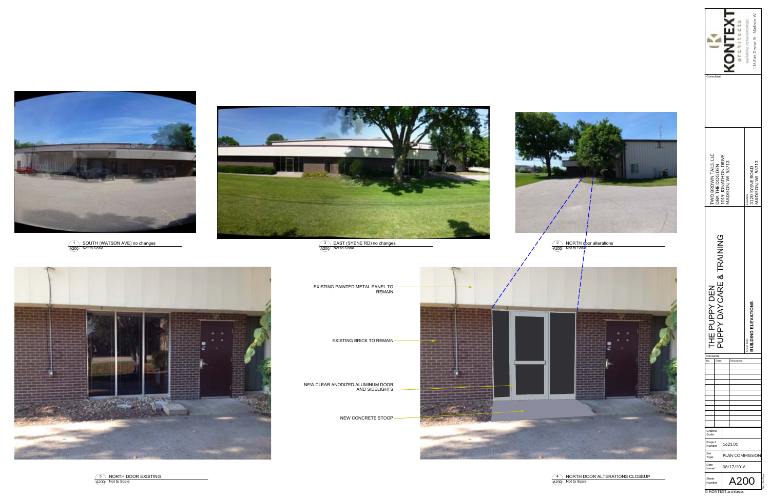1 A200 SOUTH (WATSON AVE) no changes
Not to Scale

3 A200 EAST (SYENE RD) no changes
Not to Scale

2 A200 NORTH door alterations
Not to Scale

EXISTING PAINTED METAL PANEL TO REMAIN

EXISTING BRICK TO REMAIN

NEW CLEAR ANODIZED ALUMINUM DOOR AND SIDELIGHTS

NEW CONCRETE STOOP

5 A200 NORTH DOOR EXISTING
Not to Scale

4 A200 NORTH DOOR ALTERATIONS CLOSEUP
Not to Scale

KONTEXT architects
(re)building context (something)
116 East Dayton St. - Madison, WI

Consultant:

TWO BROWN TAILS, LLC
DBA THE DOG DEN
1019 JONATHON DRIVE
MADISON, WI 53713

Location:
3120 SYENE ROAD
MADISON, WI 53713

# THE PUPPY DEN
# PUPPY DAYCARE & TRAINING

Sheet Title:
**BUILDING ELEVATIONS**

Revisions:

| No. | Date: | Description: |
|---|---|---|
| | | |

| | |
|---|---|
| Graphic Scale | |
| Project Number | 1621.01 |
| Set Type | PLAN COMMISSION |
| Date Issued | 08/17/2016 |
| Sheet Number | A200 |

© KONTEXT architects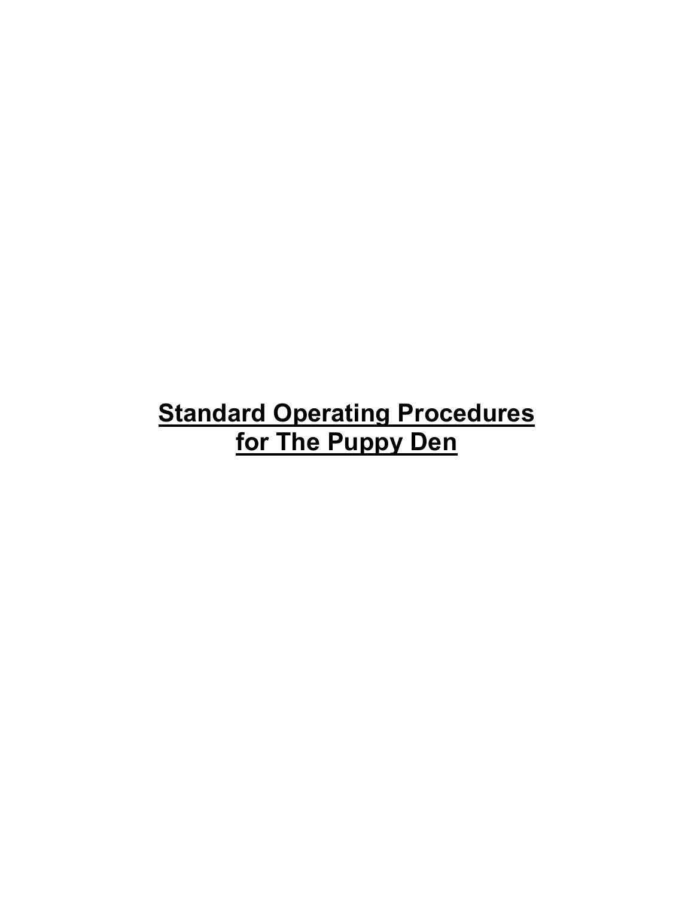# Standard Operating Procedures for The Puppy Den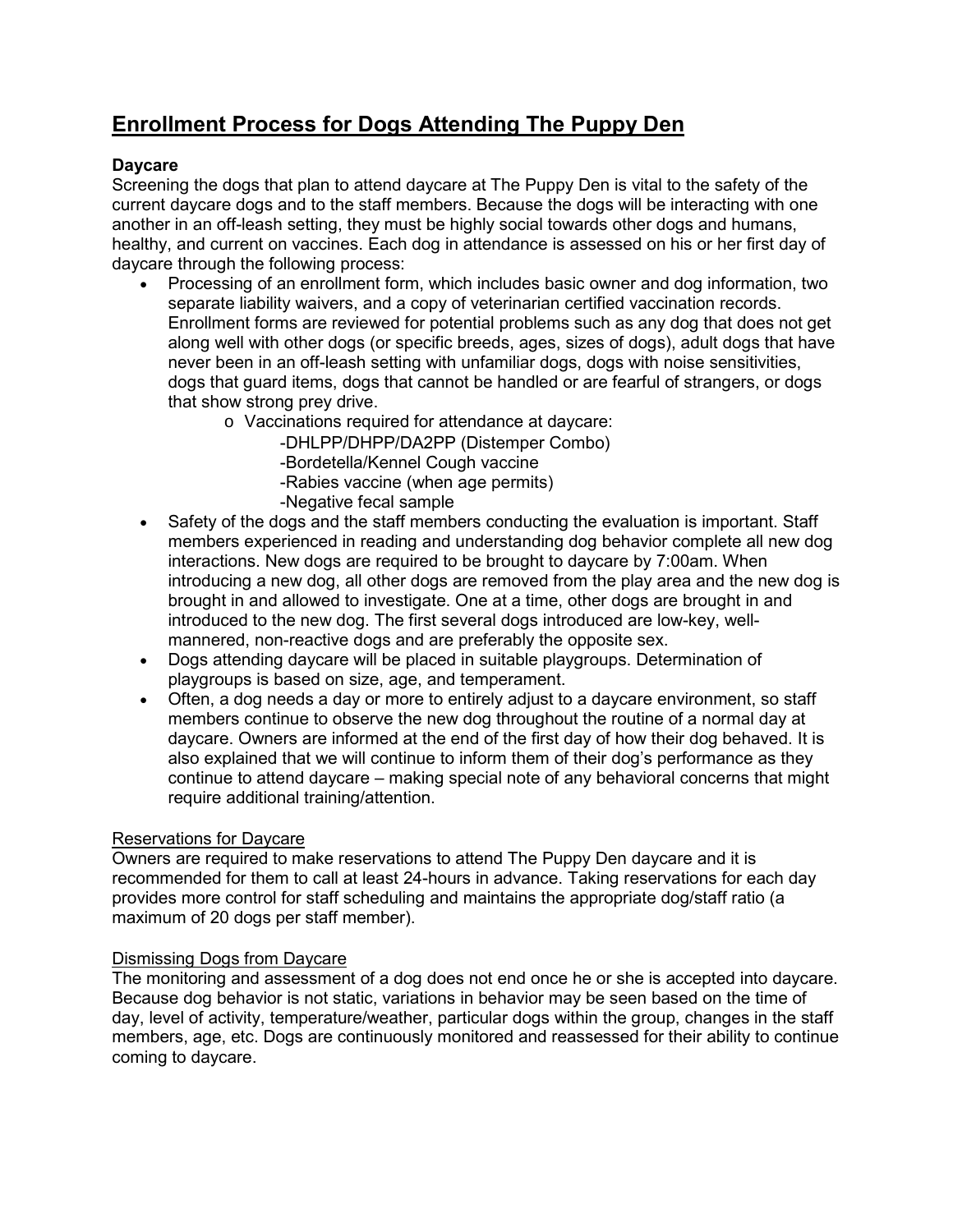# Enrollment Process for Dogs Attending The Puppy Den

## Daycare

Screening the dogs that plan to attend daycare at The Puppy Den is vital to the safety of the current daycare dogs and to the staff members. Because the dogs will be interacting with one another in an off-leash setting, they must be highly social towards other dogs and humans, healthy, and current on vaccines. Each dog in attendance is assessed on his or her first day of daycare through the following process:

- Processing of an enrollment form, which includes basic owner and dog information, two separate liability waivers, and a copy of veterinarian certified vaccination records. Enrollment forms are reviewed for potential problems such as any dog that does not get along well with other dogs (or specific breeds, ages, sizes of dogs), adult dogs that have never been in an off-leash setting with unfamiliar dogs, dogs with noise sensitivities, dogs that guard items, dogs that cannot be handled or are fearful of strangers, or dogs that show strong prey drive.
    - Vaccinations required for attendance at daycare:
        - -DHLPP/DHPP/DA2PP (Distemper Combo)
        - -Bordetella/Kennel Cough vaccine
        - -Rabies vaccine (when age permits)
        - -Negative fecal sample
- Safety of the dogs and the staff members conducting the evaluation is important. Staff members experienced in reading and understanding dog behavior complete all new dog interactions. New dogs are required to be brought to daycare by 7:00am. When introducing a new dog, all other dogs are removed from the play area and the new dog is brought in and allowed to investigate. One at a time, other dogs are brought in and introduced to the new dog. The first several dogs introduced are low-key, well-mannered, non-reactive dogs and are preferably the opposite sex.
- Dogs attending daycare will be placed in suitable playgroups. Determination of playgroups is based on size, age, and temperament.
- Often, a dog needs a day or more to entirely adjust to a daycare environment, so staff members continue to observe the new dog throughout the routine of a normal day at daycare. Owners are informed at the end of the first day of how their dog behaved. It is also explained that we will continue to inform them of their dog's performance as they continue to attend daycare – making special note of any behavioral concerns that might require additional training/attention.

### Reservations for Daycare

Owners are required to make reservations to attend The Puppy Den daycare and it is recommended for them to call at least 24-hours in advance. Taking reservations for each day provides more control for staff scheduling and maintains the appropriate dog/staff ratio (a maximum of 20 dogs per staff member).

### Dismissing Dogs from Daycare

The monitoring and assessment of a dog does not end once he or she is accepted into daycare. Because dog behavior is not static, variations in behavior may be seen based on the time of day, level of activity, temperature/weather, particular dogs within the group, changes in the staff members, age, etc. Dogs are continuously monitored and reassessed for their ability to continue coming to daycare.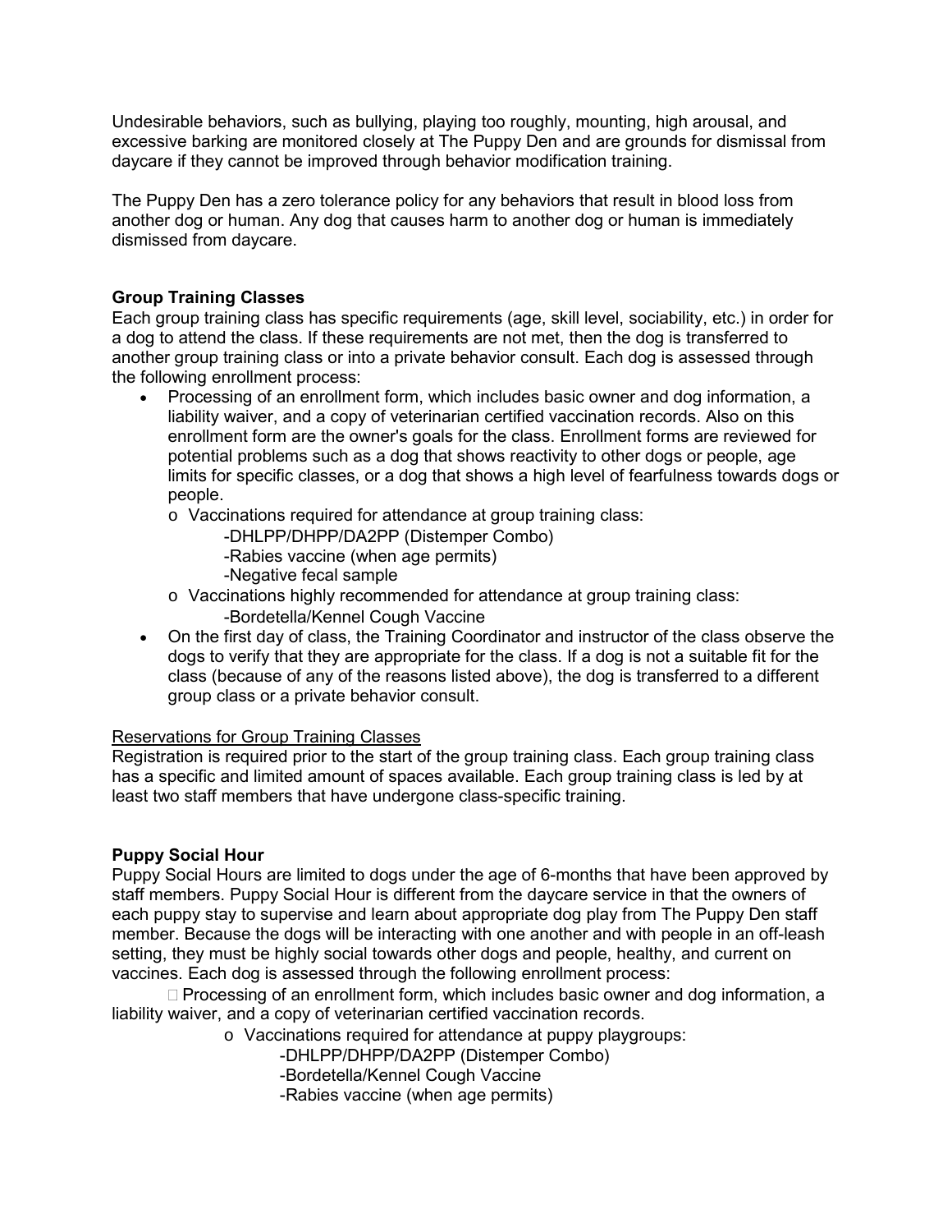Undesirable behaviors, such as bullying, playing too roughly, mounting, high arousal, and excessive barking are monitored closely at The Puppy Den and are grounds for dismissal from daycare if they cannot be improved through behavior modification training.

The Puppy Den has a zero tolerance policy for any behaviors that result in blood loss from another dog or human. Any dog that causes harm to another dog or human is immediately dismissed from daycare.

### Group Training Classes

Each group training class has specific requirements (age, skill level, sociability, etc.) in order for a dog to attend the class. If these requirements are not met, then the dog is transferred to another group training class or into a private behavior consult. Each dog is assessed through the following enrollment process:

- Processing of an enrollment form, which includes basic owner and dog information, a liability waiver, and a copy of veterinarian certified vaccination records. Also on this enrollment form are the owner's goals for the class. Enrollment forms are reviewed for potential problems such as a dog that shows reactivity to other dogs or people, age limits for specific classes, or a dog that shows a high level of fearfulness towards dogs or people.
  - Vaccinations required for attendance at group training class:
    - -DHLPP/DHPP/DA2PP (Distemper Combo)
    - -Rabies vaccine (when age permits)
    - -Negative fecal sample
  - Vaccinations highly recommended for attendance at group training class:
    - -Bordetella/Kennel Cough Vaccine
- On the first day of class, the Training Coordinator and instructor of the class observe the dogs to verify that they are appropriate for the class. If a dog is not a suitable fit for the class (because of any of the reasons listed above), the dog is transferred to a different group class or a private behavior consult.

<u>Reservations for Group Training Classes</u>

Registration is required prior to the start of the group training class. Each group training class has a specific and limited amount of spaces available. Each group training class is led by at least two staff members that have undergone class-specific training.

### Puppy Social Hour

Puppy Social Hours are limited to dogs under the age of 6-months that have been approved by staff members. Puppy Social Hour is different from the daycare service in that the owners of each puppy stay to supervise and learn about appropriate dog play from The Puppy Den staff member. Because the dogs will be interacting with one another and with people in an off-leash setting, they must be highly social towards other dogs and people, healthy, and current on vaccines. Each dog is assessed through the following enrollment process:

- Processing of an enrollment form, which includes basic owner and dog information, a liability waiver, and a copy of veterinarian certified vaccination records.
  - Vaccinations required for attendance at puppy playgroups:
    - -DHLPP/DHPP/DA2PP (Distemper Combo)
    - -Bordetella/Kennel Cough Vaccine
    - -Rabies vaccine (when age permits)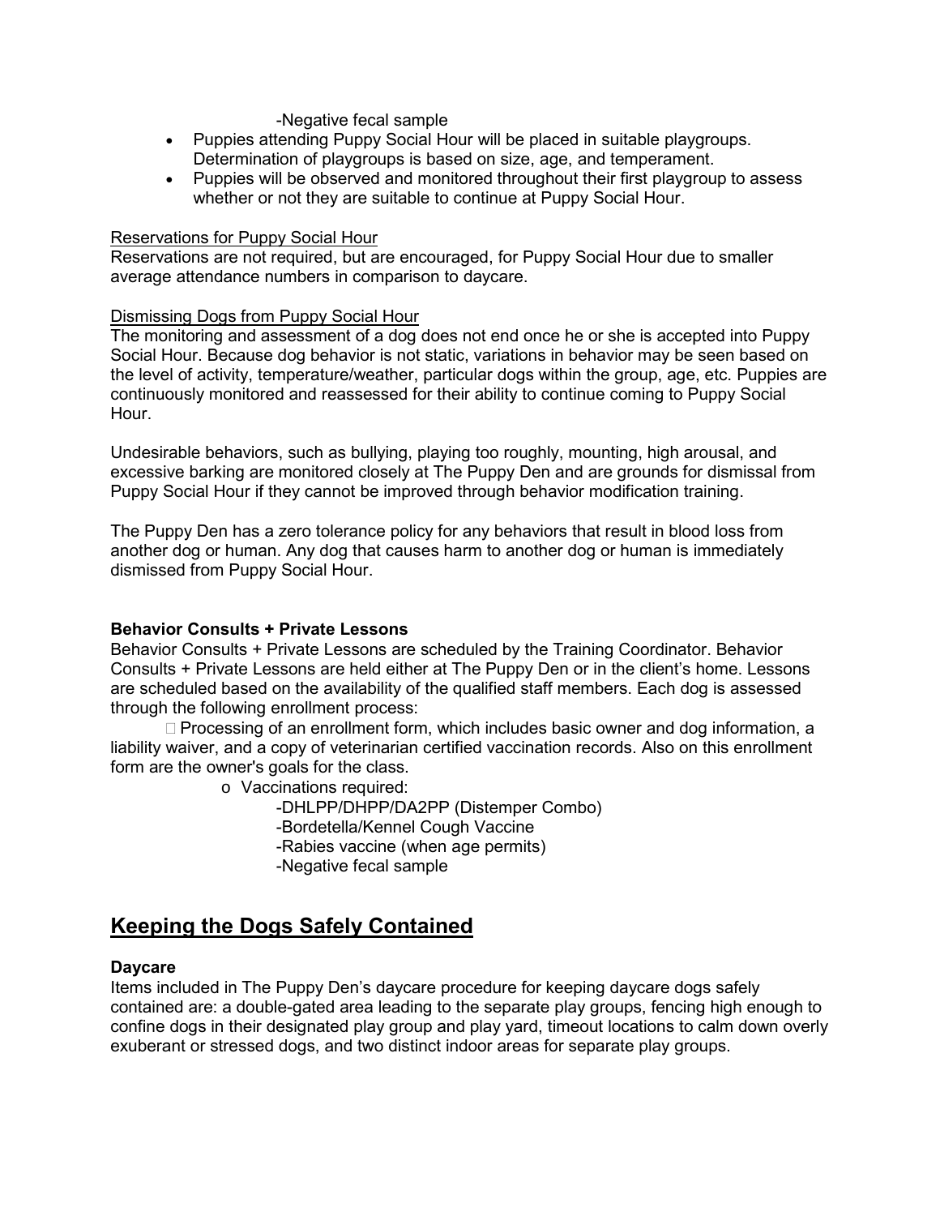-Negative fecal sample

- Puppies attending Puppy Social Hour will be placed in suitable playgroups. Determination of playgroups is based on size, age, and temperament.
- Puppies will be observed and monitored throughout their first playgroup to assess whether or not they are suitable to continue at Puppy Social Hour.

Reservations for Puppy Social Hour

Reservations are not required, but are encouraged, for Puppy Social Hour due to smaller average attendance numbers in comparison to daycare.

Dismissing Dogs from Puppy Social Hour

The monitoring and assessment of a dog does not end once he or she is accepted into Puppy Social Hour. Because dog behavior is not static, variations in behavior may be seen based on the level of activity, temperature/weather, particular dogs within the group, age, etc. Puppies are continuously monitored and reassessed for their ability to continue coming to Puppy Social Hour.

Undesirable behaviors, such as bullying, playing too roughly, mounting, high arousal, and excessive barking are monitored closely at The Puppy Den and are grounds for dismissal from Puppy Social Hour if they cannot be improved through behavior modification training.

The Puppy Den has a zero tolerance policy for any behaviors that result in blood loss from another dog or human. Any dog that causes harm to another dog or human is immediately dismissed from Puppy Social Hour.

**Behavior Consults + Private Lessons**

Behavior Consults + Private Lessons are scheduled by the Training Coordinator. Behavior Consults + Private Lessons are held either at The Puppy Den or in the client's home. Lessons are scheduled based on the availability of the qualified staff members. Each dog is assessed through the following enrollment process:

- Processing of an enrollment form, which includes basic owner and dog information, a liability waiver, and a copy of veterinarian certified vaccination records. Also on this enrollment form are the owner's goals for the class.
  - Vaccinations required:
    - -DHLPP/DHPP/DA2PP (Distemper Combo)
    - -Bordetella/Kennel Cough Vaccine
    - -Rabies vaccine (when age permits)
    - -Negative fecal sample

## Keeping the Dogs Safely Contained

**Daycare**

Items included in The Puppy Den's daycare procedure for keeping daycare dogs safely contained are: a double-gated area leading to the separate play groups, fencing high enough to confine dogs in their designated play group and play yard, timeout locations to calm down overly exuberant or stressed dogs, and two distinct indoor areas for separate play groups.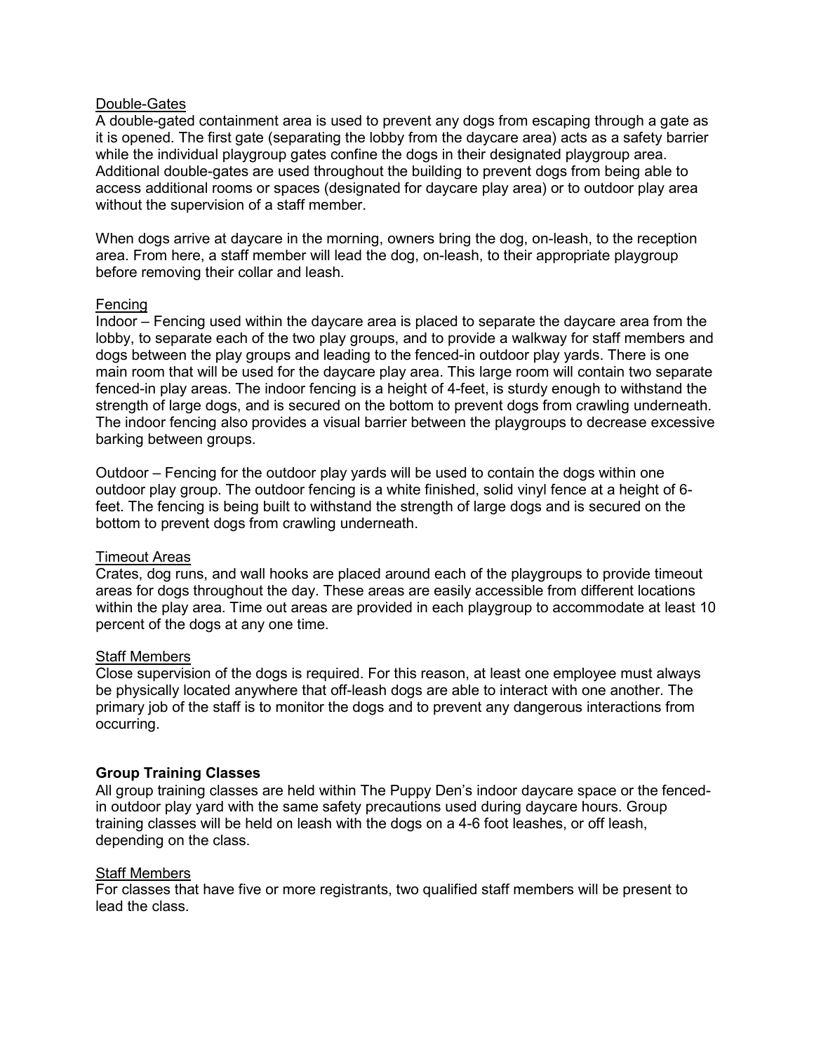Double-Gates

A double-gated containment area is used to prevent any dogs from escaping through a gate as it is opened. The first gate (separating the lobby from the daycare area) acts as a safety barrier while the individual playgroup gates confine the dogs in their designated playgroup area. Additional double-gates are used throughout the building to prevent dogs from being able to access additional rooms or spaces (designated for daycare play area) or to outdoor play area without the supervision of a staff member.

When dogs arrive at daycare in the morning, owners bring the dog, on-leash, to the reception area. From here, a staff member will lead the dog, on-leash, to their appropriate playgroup before removing their collar and leash.

Fencing

Indoor – Fencing used within the daycare area is placed to separate the daycare area from the lobby, to separate each of the two play groups, and to provide a walkway for staff members and dogs between the play groups and leading to the fenced-in outdoor play yards. There is one main room that will be used for the daycare play area. This large room will contain two separate fenced-in play areas. The indoor fencing is a height of 4-feet, is sturdy enough to withstand the strength of large dogs, and is secured on the bottom to prevent dogs from crawling underneath. The indoor fencing also provides a visual barrier between the playgroups to decrease excessive barking between groups.

Outdoor – Fencing for the outdoor play yards will be used to contain the dogs within one outdoor play group. The outdoor fencing is a white finished, solid vinyl fence at a height of 6-feet. The fencing is being built to withstand the strength of large dogs and is secured on the bottom to prevent dogs from crawling underneath.

Timeout Areas

Crates, dog runs, and wall hooks are placed around each of the playgroups to provide timeout areas for dogs throughout the day. These areas are easily accessible from different locations within the play area. Time out areas are provided in each playgroup to accommodate at least 10 percent of the dogs at any one time.

Staff Members

Close supervision of the dogs is required. For this reason, at least one employee must always be physically located anywhere that off-leash dogs are able to interact with one another. The primary job of the staff is to monitor the dogs and to prevent any dangerous interactions from occurring.

**Group Training Classes**

All group training classes are held within The Puppy Den's indoor daycare space or the fenced-in outdoor play yard with the same safety precautions used during daycare hours. Group training classes will be held on leash with the dogs on a 4-6 foot leashes, or off leash, depending on the class.

Staff Members

For classes that have five or more registrants, two qualified staff members will be present to lead the class.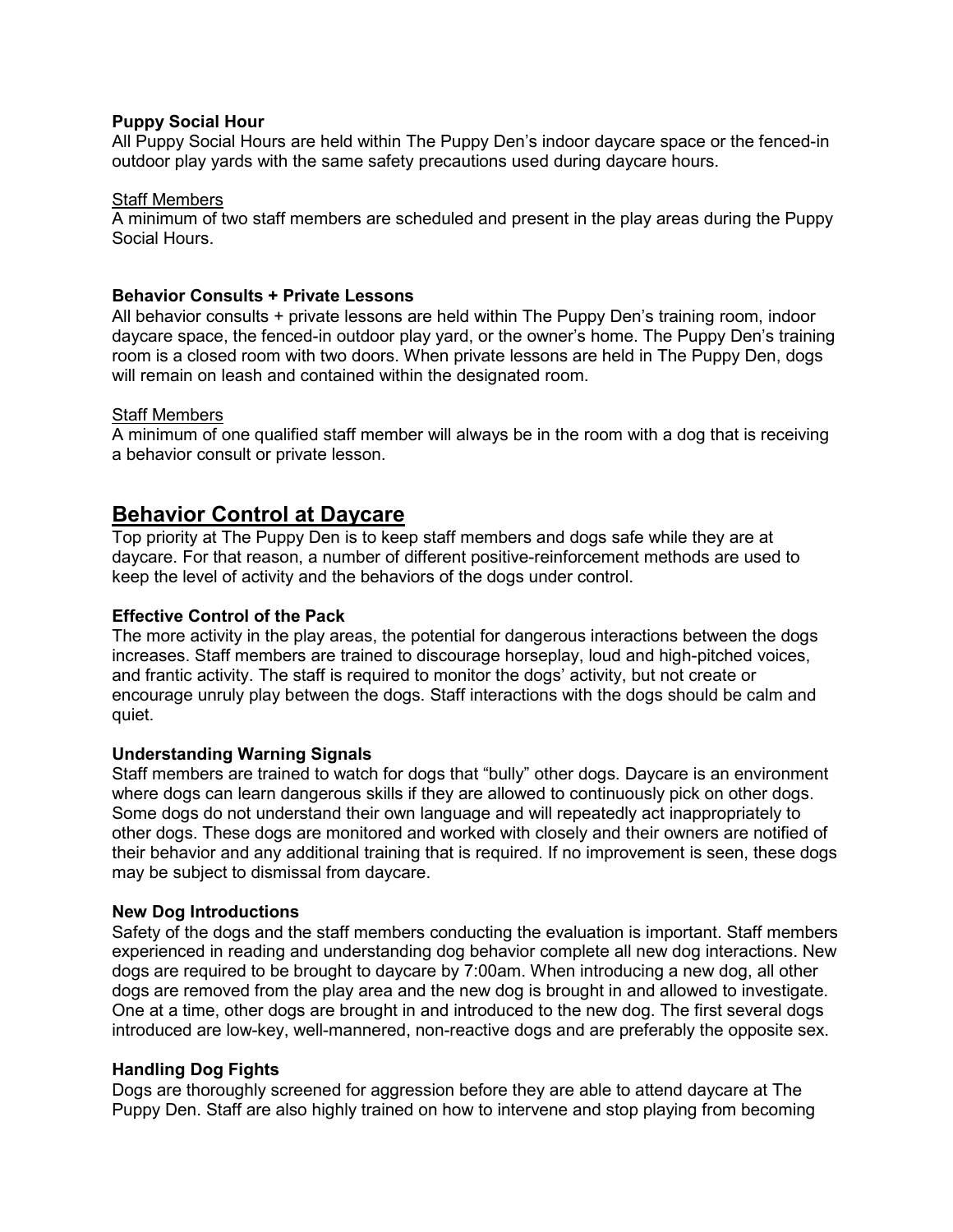**Puppy Social Hour**

All Puppy Social Hours are held within The Puppy Den's indoor daycare space or the fenced-in outdoor play yards with the same safety precautions used during daycare hours.

Staff Members

A minimum of two staff members are scheduled and present in the play areas during the Puppy Social Hours.

**Behavior Consults + Private Lessons**

All behavior consults + private lessons are held within The Puppy Den's training room, indoor daycare space, the fenced-in outdoor play yard, or the owner's home. The Puppy Den's training room is a closed room with two doors. When private lessons are held in The Puppy Den, dogs will remain on leash and contained within the designated room.

Staff Members

A minimum of one qualified staff member will always be in the room with a dog that is receiving a behavior consult or private lesson.

## Behavior Control at Daycare

Top priority at The Puppy Den is to keep staff members and dogs safe while they are at daycare. For that reason, a number of different positive-reinforcement methods are used to keep the level of activity and the behaviors of the dogs under control.

**Effective Control of the Pack**

The more activity in the play areas, the potential for dangerous interactions between the dogs increases. Staff members are trained to discourage horseplay, loud and high-pitched voices, and frantic activity. The staff is required to monitor the dogs' activity, but not create or encourage unruly play between the dogs. Staff interactions with the dogs should be calm and quiet.

**Understanding Warning Signals**

Staff members are trained to watch for dogs that "bully" other dogs. Daycare is an environment where dogs can learn dangerous skills if they are allowed to continuously pick on other dogs. Some dogs do not understand their own language and will repeatedly act inappropriately to other dogs. These dogs are monitored and worked with closely and their owners are notified of their behavior and any additional training that is required. If no improvement is seen, these dogs may be subject to dismissal from daycare.

**New Dog Introductions**

Safety of the dogs and the staff members conducting the evaluation is important. Staff members experienced in reading and understanding dog behavior complete all new dog interactions. New dogs are required to be brought to daycare by 7:00am. When introducing a new dog, all other dogs are removed from the play area and the new dog is brought in and allowed to investigate. One at a time, other dogs are brought in and introduced to the new dog. The first several dogs introduced are low-key, well-mannered, non-reactive dogs and are preferably the opposite sex.

**Handling Dog Fights**

Dogs are thoroughly screened for aggression before they are able to attend daycare at The Puppy Den. Staff are also highly trained on how to intervene and stop playing from becoming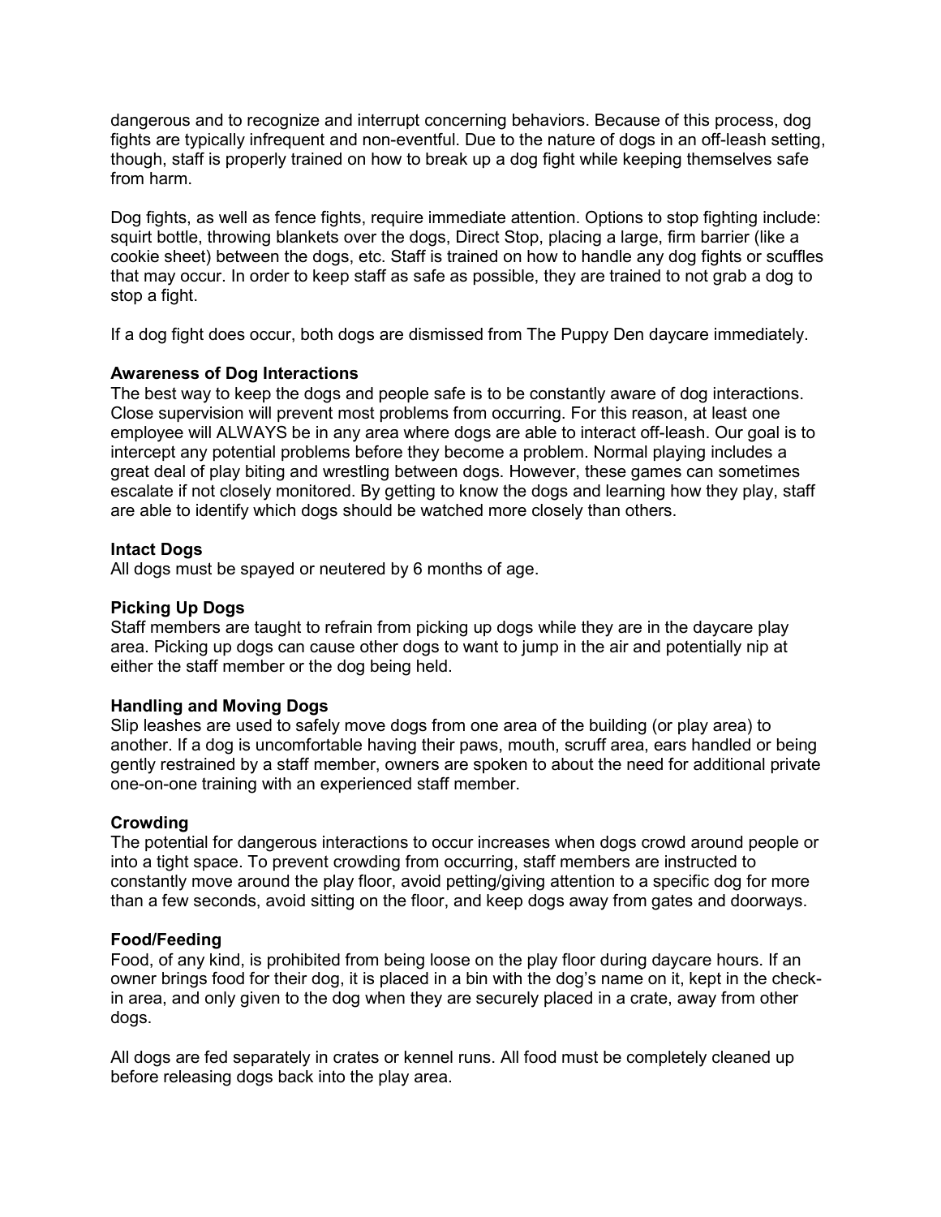dangerous and to recognize and interrupt concerning behaviors. Because of this process, dog fights are typically infrequent and non-eventful. Due to the nature of dogs in an off-leash setting, though, staff is properly trained on how to break up a dog fight while keeping themselves safe from harm.

Dog fights, as well as fence fights, require immediate attention. Options to stop fighting include: squirt bottle, throwing blankets over the dogs, Direct Stop, placing a large, firm barrier (like a cookie sheet) between the dogs, etc. Staff is trained on how to handle any dog fights or scuffles that may occur. In order to keep staff as safe as possible, they are trained to not grab a dog to stop a fight.

If a dog fight does occur, both dogs are dismissed from The Puppy Den daycare immediately.

**Awareness of Dog Interactions**

The best way to keep the dogs and people safe is to be constantly aware of dog interactions. Close supervision will prevent most problems from occurring. For this reason, at least one employee will ALWAYS be in any area where dogs are able to interact off-leash. Our goal is to intercept any potential problems before they become a problem. Normal playing includes a great deal of play biting and wrestling between dogs. However, these games can sometimes escalate if not closely monitored. By getting to know the dogs and learning how they play, staff are able to identify which dogs should be watched more closely than others.

**Intact Dogs**

All dogs must be spayed or neutered by 6 months of age.

**Picking Up Dogs**

Staff members are taught to refrain from picking up dogs while they are in the daycare play area. Picking up dogs can cause other dogs to want to jump in the air and potentially nip at either the staff member or the dog being held.

**Handling and Moving Dogs**

Slip leashes are used to safely move dogs from one area of the building (or play area) to another. If a dog is uncomfortable having their paws, mouth, scruff area, ears handled or being gently restrained by a staff member, owners are spoken to about the need for additional private one-on-one training with an experienced staff member.

**Crowding**

The potential for dangerous interactions to occur increases when dogs crowd around people or into a tight space. To prevent crowding from occurring, staff members are instructed to constantly move around the play floor, avoid petting/giving attention to a specific dog for more than a few seconds, avoid sitting on the floor, and keep dogs away from gates and doorways.

**Food/Feeding**

Food, of any kind, is prohibited from being loose on the play floor during daycare hours. If an owner brings food for their dog, it is placed in a bin with the dog's name on it, kept in the check-in area, and only given to the dog when they are securely placed in a crate, away from other dogs.

All dogs are fed separately in crates or kennel runs. All food must be completely cleaned up before releasing dogs back into the play area.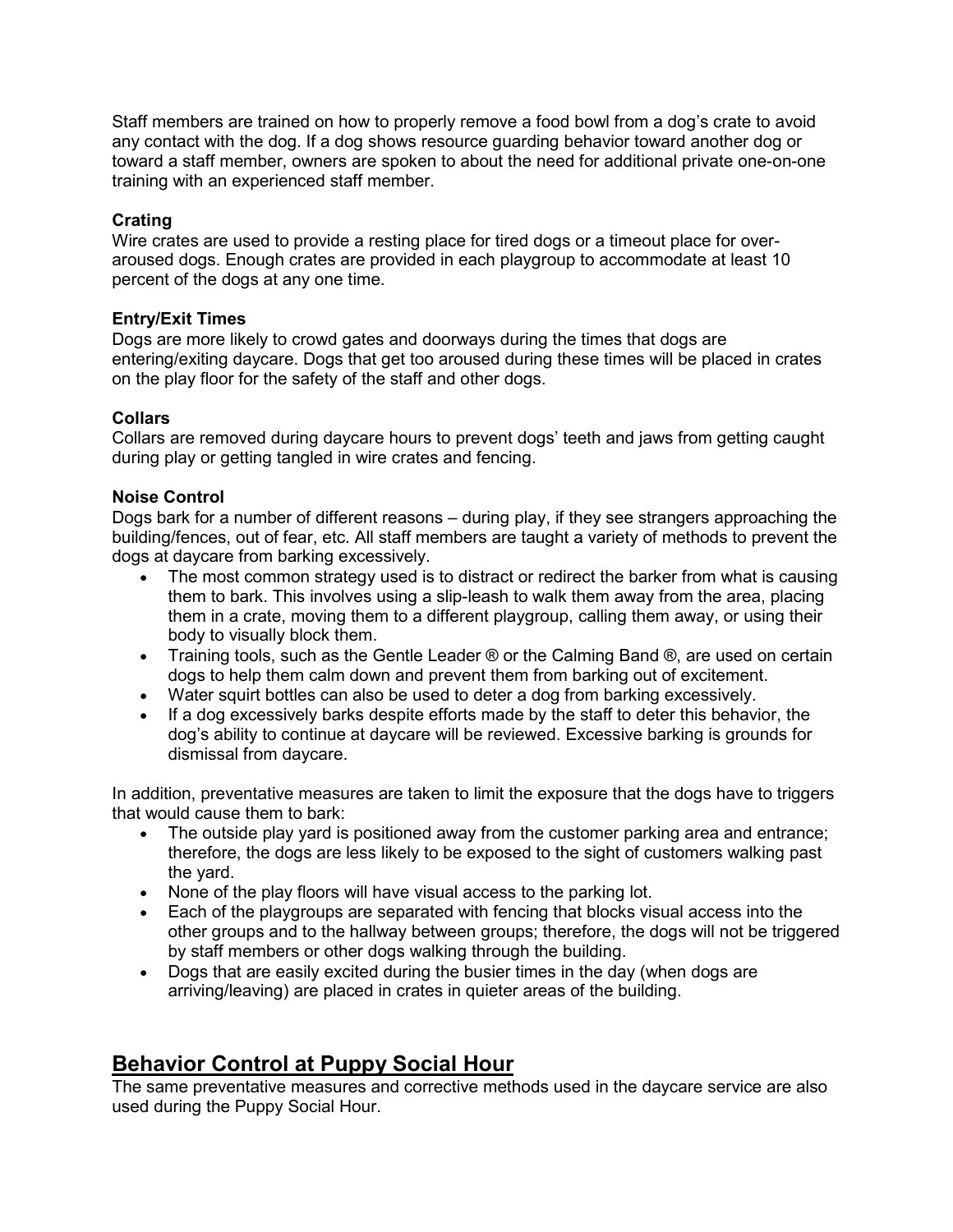Staff members are trained on how to properly remove a food bowl from a dog's crate to avoid any contact with the dog. If a dog shows resource guarding behavior toward another dog or toward a staff member, owners are spoken to about the need for additional private one-on-one training with an experienced staff member.

**Crating**
Wire crates are used to provide a resting place for tired dogs or a timeout place for over-aroused dogs. Enough crates are provided in each playgroup to accommodate at least 10 percent of the dogs at any one time.

**Entry/Exit Times**
Dogs are more likely to crowd gates and doorways during the times that dogs are entering/exiting daycare. Dogs that get too aroused during these times will be placed in crates on the play floor for the safety of the staff and other dogs.

**Collars**
Collars are removed during daycare hours to prevent dogs' teeth and jaws from getting caught during play or getting tangled in wire crates and fencing.

**Noise Control**
Dogs bark for a number of different reasons – during play, if they see strangers approaching the building/fences, out of fear, etc. All staff members are taught a variety of methods to prevent the dogs at daycare from barking excessively.

- The most common strategy used is to distract or redirect the barker from what is causing them to bark. This involves using a slip-leash to walk them away from the area, placing them in a crate, moving them to a different playgroup, calling them away, or using their body to visually block them.
- Training tools, such as the Gentle Leader ® or the Calming Band ®, are used on certain dogs to help them calm down and prevent them from barking out of excitement.
- Water squirt bottles can also be used to deter a dog from barking excessively.
- If a dog excessively barks despite efforts made by the staff to deter this behavior, the dog's ability to continue at daycare will be reviewed. Excessive barking is grounds for dismissal from daycare.

In addition, preventative measures are taken to limit the exposure that the dogs have to triggers that would cause them to bark:

- The outside play yard is positioned away from the customer parking area and entrance; therefore, the dogs are less likely to be exposed to the sight of customers walking past the yard.
- None of the play floors will have visual access to the parking lot.
- Each of the playgroups are separated with fencing that blocks visual access into the other groups and to the hallway between groups; therefore, the dogs will not be triggered by staff members or other dogs walking through the building.
- Dogs that are easily excited during the busier times in the day (when dogs are arriving/leaving) are placed in crates in quieter areas of the building.

## Behavior Control at Puppy Social Hour

The same preventative measures and corrective methods used in the daycare service are also used during the Puppy Social Hour.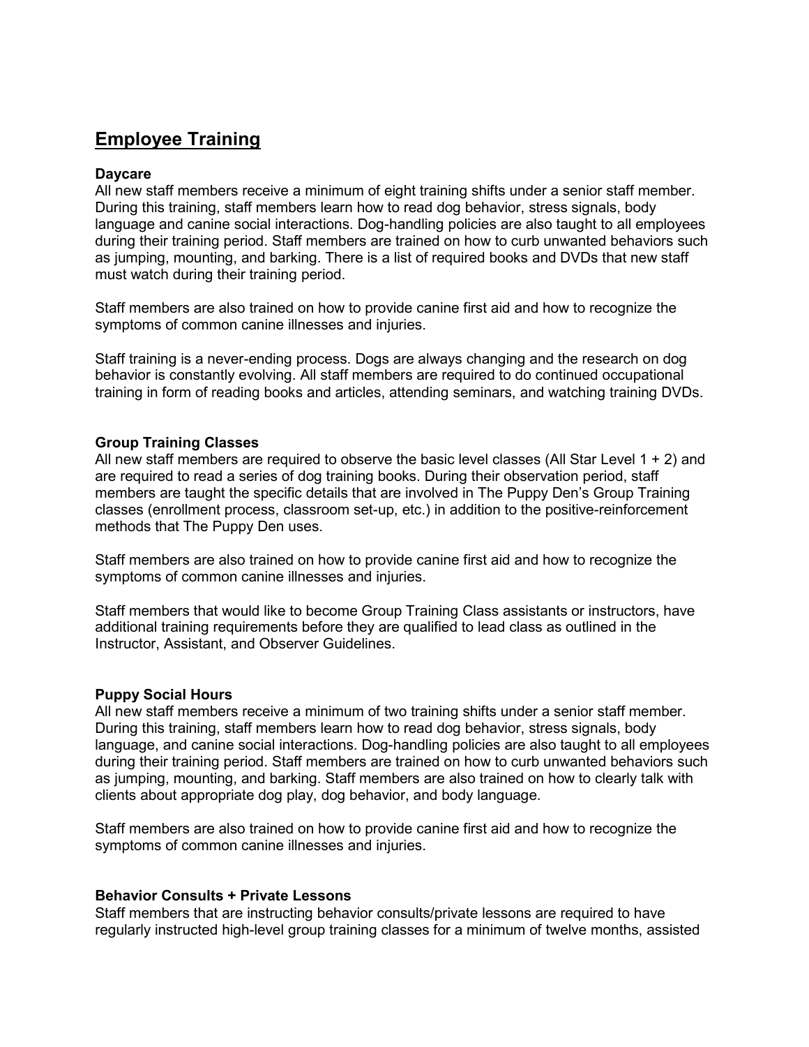# Employee Training

**Daycare**

All new staff members receive a minimum of eight training shifts under a senior staff member. During this training, staff members learn how to read dog behavior, stress signals, body language and canine social interactions. Dog-handling policies are also taught to all employees during their training period. Staff members are trained on how to curb unwanted behaviors such as jumping, mounting, and barking. There is a list of required books and DVDs that new staff must watch during their training period.

Staff members are also trained on how to provide canine first aid and how to recognize the symptoms of common canine illnesses and injuries.

Staff training is a never-ending process. Dogs are always changing and the research on dog behavior is constantly evolving. All staff members are required to do continued occupational training in form of reading books and articles, attending seminars, and watching training DVDs.

**Group Training Classes**

All new staff members are required to observe the basic level classes (All Star Level 1 + 2) and are required to read a series of dog training books. During their observation period, staff members are taught the specific details that are involved in The Puppy Den's Group Training classes (enrollment process, classroom set-up, etc.) in addition to the positive-reinforcement methods that The Puppy Den uses.

Staff members are also trained on how to provide canine first aid and how to recognize the symptoms of common canine illnesses and injuries.

Staff members that would like to become Group Training Class assistants or instructors, have additional training requirements before they are qualified to lead class as outlined in the Instructor, Assistant, and Observer Guidelines.

**Puppy Social Hours**

All new staff members receive a minimum of two training shifts under a senior staff member. During this training, staff members learn how to read dog behavior, stress signals, body language, and canine social interactions. Dog-handling policies are also taught to all employees during their training period. Staff members are trained on how to curb unwanted behaviors such as jumping, mounting, and barking. Staff members are also trained on how to clearly talk with clients about appropriate dog play, dog behavior, and body language.

Staff members are also trained on how to provide canine first aid and how to recognize the symptoms of common canine illnesses and injuries.

**Behavior Consults + Private Lessons**

Staff members that are instructing behavior consults/private lessons are required to have regularly instructed high-level group training classes for a minimum of twelve months, assisted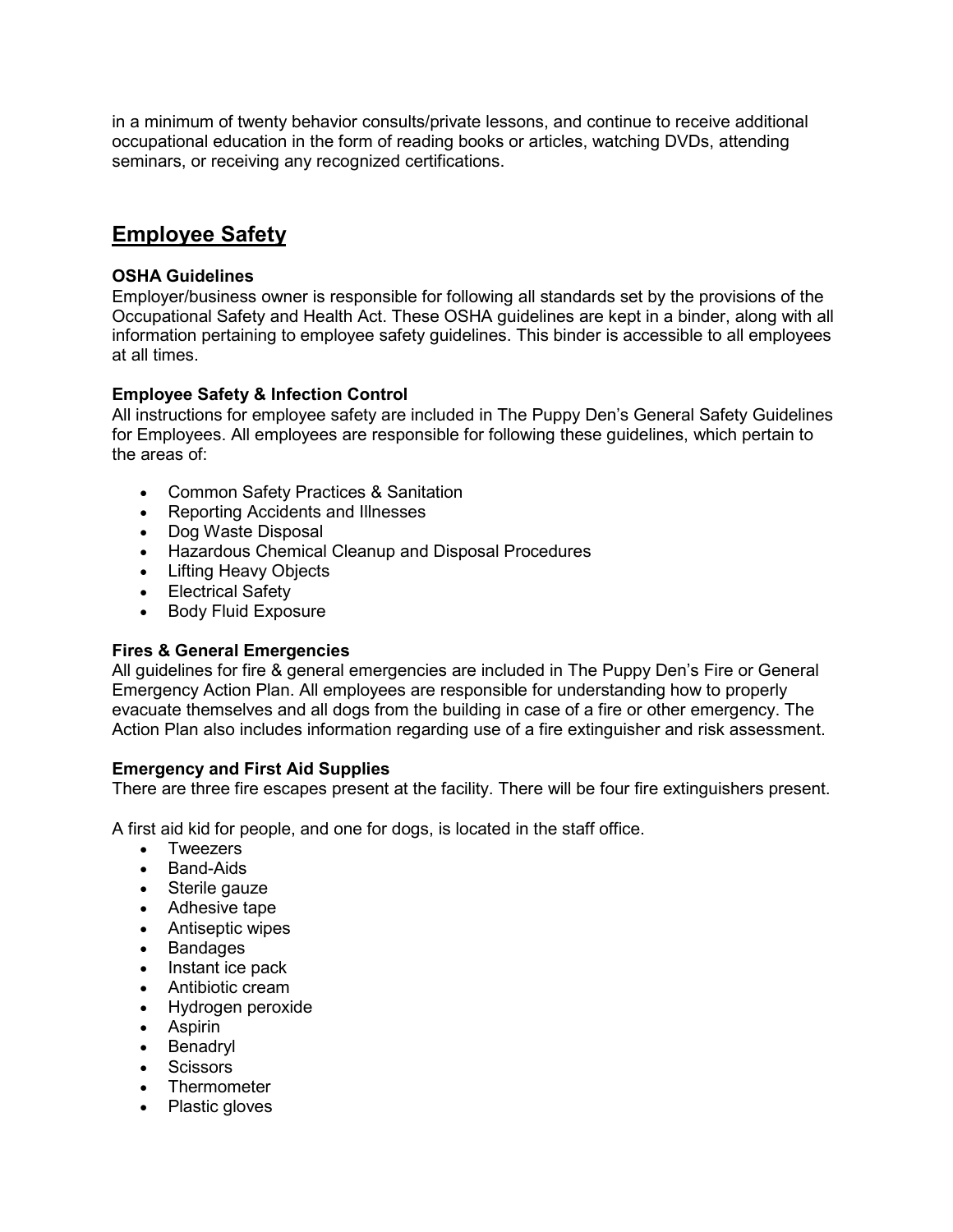in a minimum of twenty behavior consults/private lessons, and continue to receive additional occupational education in the form of reading books or articles, watching DVDs, attending seminars, or receiving any recognized certifications.

## Employee Safety

**OSHA Guidelines**
Employer/business owner is responsible for following all standards set by the provisions of the Occupational Safety and Health Act. These OSHA guidelines are kept in a binder, along with all information pertaining to employee safety guidelines. This binder is accessible to all employees at all times.

**Employee Safety & Infection Control**
All instructions for employee safety are included in The Puppy Den's General Safety Guidelines for Employees. All employees are responsible for following these guidelines, which pertain to the areas of:

- Common Safety Practices & Sanitation
- Reporting Accidents and Illnesses
- Dog Waste Disposal
- Hazardous Chemical Cleanup and Disposal Procedures
- Lifting Heavy Objects
- Electrical Safety
- Body Fluid Exposure

**Fires & General Emergencies**
All guidelines for fire & general emergencies are included in The Puppy Den's Fire or General Emergency Action Plan. All employees are responsible for understanding how to properly evacuate themselves and all dogs from the building in case of a fire or other emergency. The Action Plan also includes information regarding use of a fire extinguisher and risk assessment.

**Emergency and First Aid Supplies**
There are three fire escapes present at the facility. There will be four fire extinguishers present.

A first aid kid for people, and one for dogs, is located in the staff office.

- Tweezers
- Band-Aids
- Sterile gauze
- Adhesive tape
- Antiseptic wipes
- Bandages
- Instant ice pack
- Antibiotic cream
- Hydrogen peroxide
- Aspirin
- Benadryl
- Scissors
- Thermometer
- Plastic gloves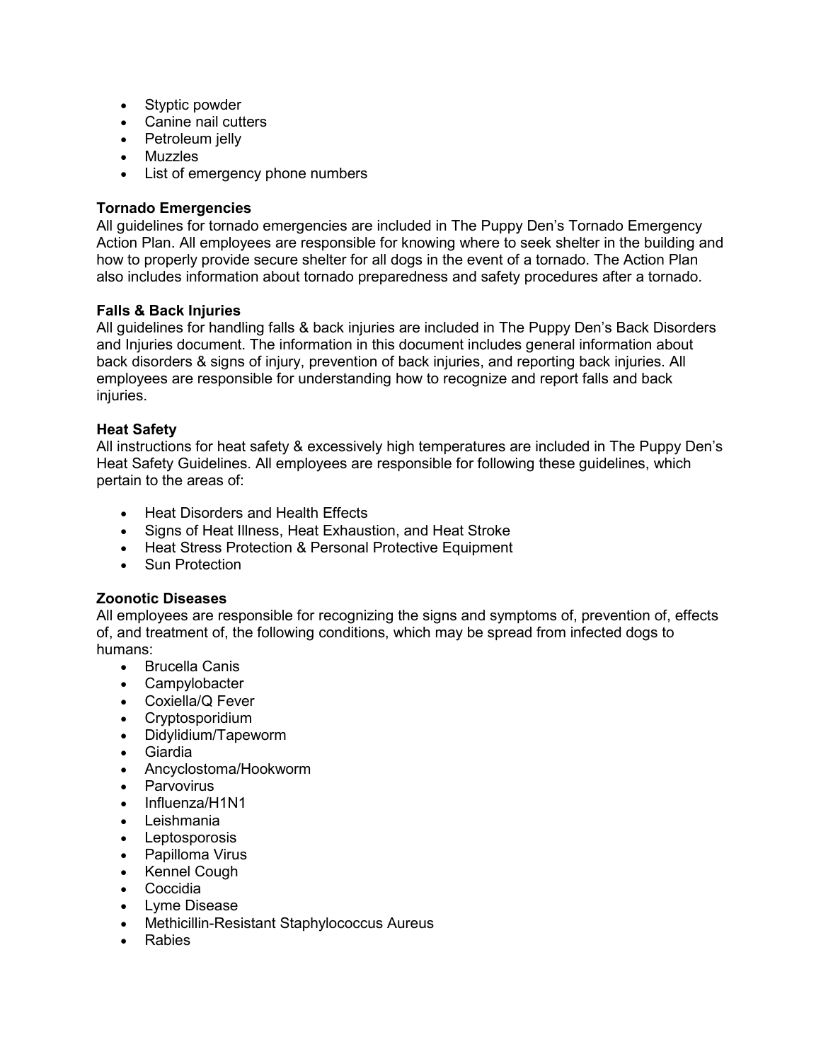- Styptic powder
- Canine nail cutters
- Petroleum jelly
- Muzzles
- List of emergency phone numbers

**Tornado Emergencies**
All guidelines for tornado emergencies are included in The Puppy Den's Tornado Emergency Action Plan. All employees are responsible for knowing where to seek shelter in the building and how to properly provide secure shelter for all dogs in the event of a tornado. The Action Plan also includes information about tornado preparedness and safety procedures after a tornado.

**Falls & Back Injuries**
All guidelines for handling falls & back injuries are included in The Puppy Den's Back Disorders and Injuries document. The information in this document includes general information about back disorders & signs of injury, prevention of back injuries, and reporting back injuries. All employees are responsible for understanding how to recognize and report falls and back injuries.

**Heat Safety**
All instructions for heat safety & excessively high temperatures are included in The Puppy Den's Heat Safety Guidelines. All employees are responsible for following these guidelines, which pertain to the areas of:

- Heat Disorders and Health Effects
- Signs of Heat Illness, Heat Exhaustion, and Heat Stroke
- Heat Stress Protection & Personal Protective Equipment
- Sun Protection

**Zoonotic Diseases**
All employees are responsible for recognizing the signs and symptoms of, prevention of, effects of, and treatment of, the following conditions, which may be spread from infected dogs to humans:

- Brucella Canis
- Campylobacter
- Coxiella/Q Fever
- Cryptosporidium
- Didylidium/Tapeworm
- Giardia
- Ancyclostoma/Hookworm
- Parvovirus
- Influenza/H1N1
- Leishmania
- Leptosporosis
- Papilloma Virus
- Kennel Cough
- Coccidia
- Lyme Disease
- Methicillin-Resistant Staphylococcus Aureus
- Rabies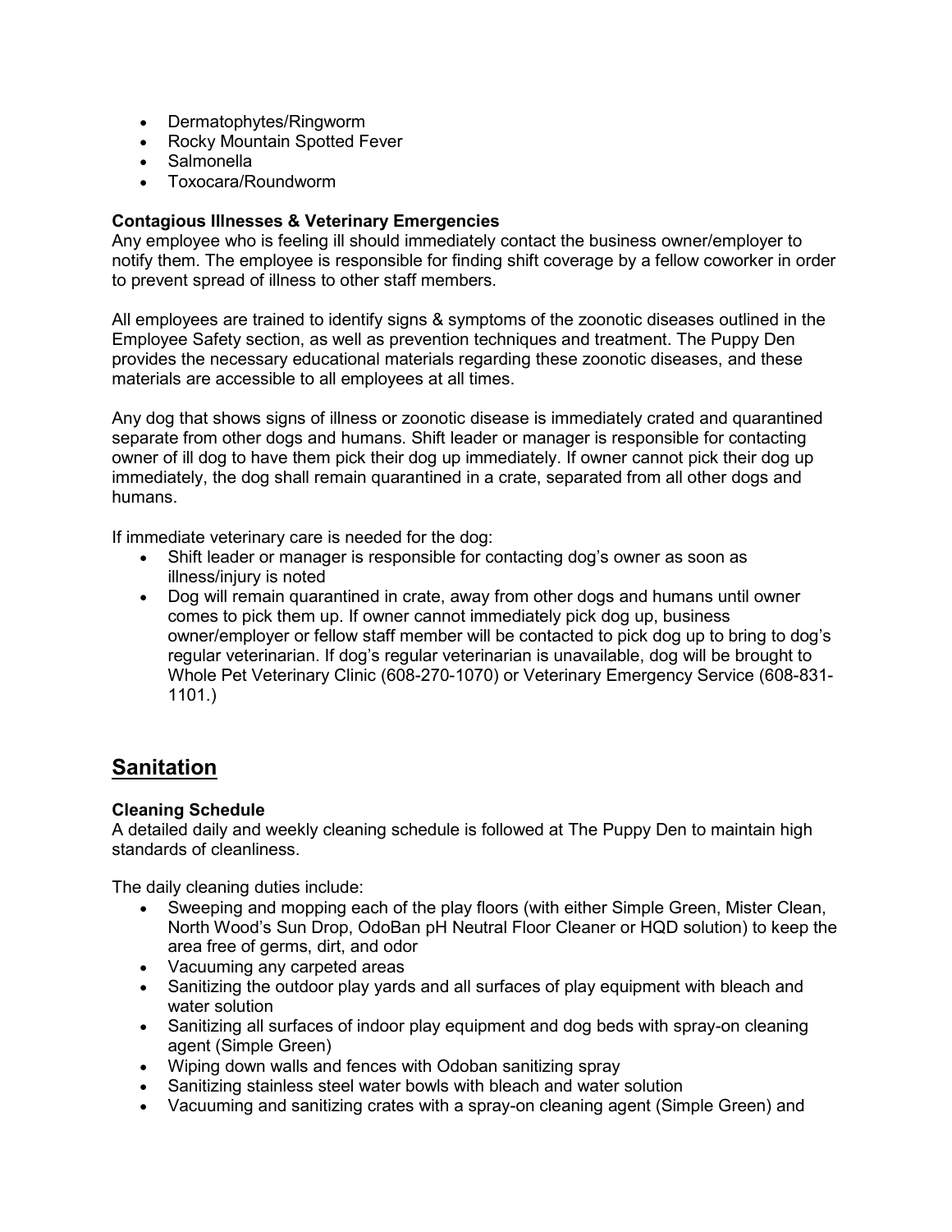- Dermatophytes/Ringworm
- Rocky Mountain Spotted Fever
- Salmonella
- Toxocara/Roundworm

**Contagious Illnesses & Veterinary Emergencies**
Any employee who is feeling ill should immediately contact the business owner/employer to notify them. The employee is responsible for finding shift coverage by a fellow coworker in order to prevent spread of illness to other staff members.

All employees are trained to identify signs & symptoms of the zoonotic diseases outlined in the Employee Safety section, as well as prevention techniques and treatment. The Puppy Den provides the necessary educational materials regarding these zoonotic diseases, and these materials are accessible to all employees at all times.

Any dog that shows signs of illness or zoonotic disease is immediately crated and quarantined separate from other dogs and humans. Shift leader or manager is responsible for contacting owner of ill dog to have them pick their dog up immediately. If owner cannot pick their dog up immediately, the dog shall remain quarantined in a crate, separated from all other dogs and humans.

If immediate veterinary care is needed for the dog:

- Shift leader or manager is responsible for contacting dog's owner as soon as illness/injury is noted
- Dog will remain quarantined in crate, away from other dogs and humans until owner comes to pick them up. If owner cannot immediately pick dog up, business owner/employer or fellow staff member will be contacted to pick dog up to bring to dog's regular veterinarian. If dog's regular veterinarian is unavailable, dog will be brought to Whole Pet Veterinary Clinic (608-270-1070) or Veterinary Emergency Service (608-831-1101.)

## Sanitation

**Cleaning Schedule**
A detailed daily and weekly cleaning schedule is followed at The Puppy Den to maintain high standards of cleanliness.

The daily cleaning duties include:

- Sweeping and mopping each of the play floors (with either Simple Green, Mister Clean, North Wood's Sun Drop, OdoBan pH Neutral Floor Cleaner or HQD solution) to keep the area free of germs, dirt, and odor
- Vacuuming any carpeted areas
- Sanitizing the outdoor play yards and all surfaces of play equipment with bleach and water solution
- Sanitizing all surfaces of indoor play equipment and dog beds with spray-on cleaning agent (Simple Green)
- Wiping down walls and fences with Odoban sanitizing spray
- Sanitizing stainless steel water bowls with bleach and water solution
- Vacuuming and sanitizing crates with a spray-on cleaning agent (Simple Green) and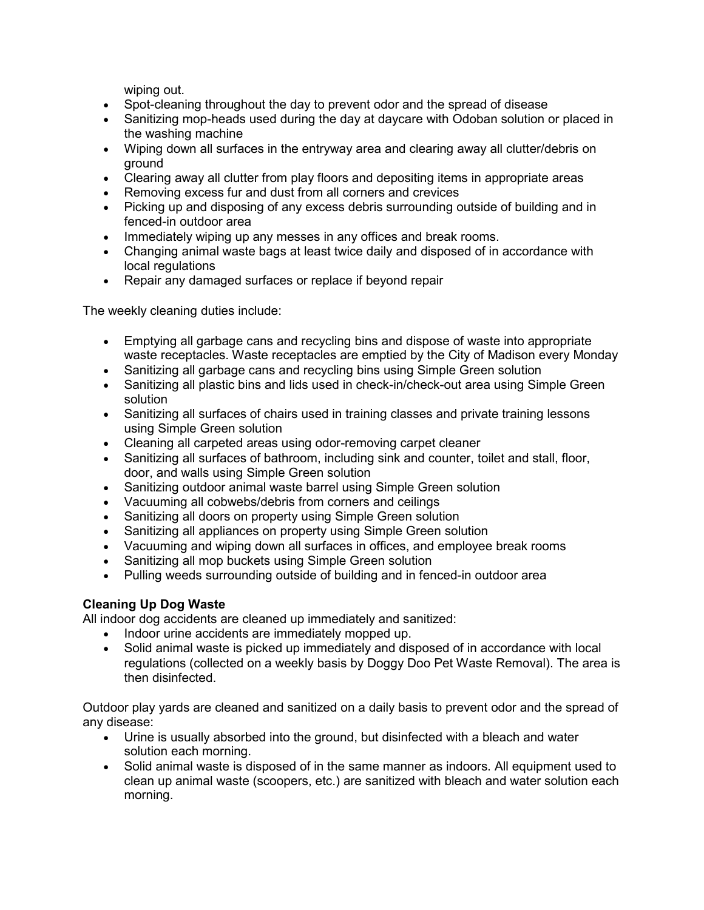wiping out.

- Spot-cleaning throughout the day to prevent odor and the spread of disease
- Sanitizing mop-heads used during the day at daycare with Odoban solution or placed in the washing machine
- Wiping down all surfaces in the entryway area and clearing away all clutter/debris on ground
- Clearing away all clutter from play floors and depositing items in appropriate areas
- Removing excess fur and dust from all corners and crevices
- Picking up and disposing of any excess debris surrounding outside of building and in fenced-in outdoor area
- Immediately wiping up any messes in any offices and break rooms.
- Changing animal waste bags at least twice daily and disposed of in accordance with local regulations
- Repair any damaged surfaces or replace if beyond repair

The weekly cleaning duties include:

- Emptying all garbage cans and recycling bins and dispose of waste into appropriate waste receptacles. Waste receptacles are emptied by the City of Madison every Monday
- Sanitizing all garbage cans and recycling bins using Simple Green solution
- Sanitizing all plastic bins and lids used in check-in/check-out area using Simple Green solution
- Sanitizing all surfaces of chairs used in training classes and private training lessons using Simple Green solution
- Cleaning all carpeted areas using odor-removing carpet cleaner
- Sanitizing all surfaces of bathroom, including sink and counter, toilet and stall, floor, door, and walls using Simple Green solution
- Sanitizing outdoor animal waste barrel using Simple Green solution
- Vacuuming all cobwebs/debris from corners and ceilings
- Sanitizing all doors on property using Simple Green solution
- Sanitizing all appliances on property using Simple Green solution
- Vacuuming and wiping down all surfaces in offices, and employee break rooms
- Sanitizing all mop buckets using Simple Green solution
- Pulling weeds surrounding outside of building and in fenced-in outdoor area

**Cleaning Up Dog Waste**

All indoor dog accidents are cleaned up immediately and sanitized:

- Indoor urine accidents are immediately mopped up.
- Solid animal waste is picked up immediately and disposed of in accordance with local regulations (collected on a weekly basis by Doggy Doo Pet Waste Removal). The area is then disinfected.

Outdoor play yards are cleaned and sanitized on a daily basis to prevent odor and the spread of any disease:

- Urine is usually absorbed into the ground, but disinfected with a bleach and water solution each morning.
- Solid animal waste is disposed of in the same manner as indoors. All equipment used to clean up animal waste (scoopers, etc.) are sanitized with bleach and water solution each morning.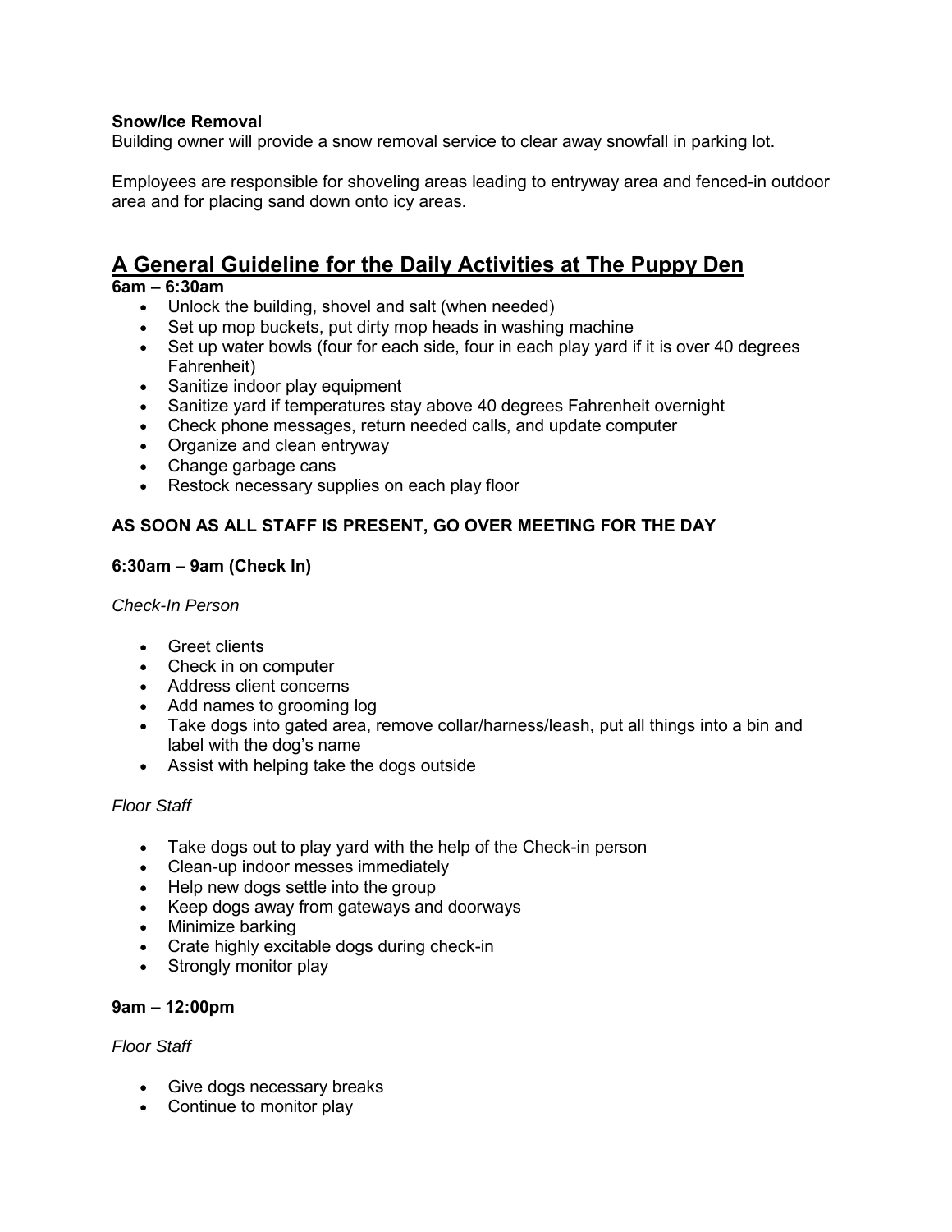**Snow/Ice Removal**

Building owner will provide a snow removal service to clear away snowfall in parking lot.

Employees are responsible for shoveling areas leading to entryway area and fenced-in outdoor area and for placing sand down onto icy areas.

## A General Guideline for the Daily Activities at The Puppy Den

**6am – 6:30am**

- Unlock the building, shovel and salt (when needed)
- Set up mop buckets, put dirty mop heads in washing machine
- Set up water bowls (four for each side, four in each play yard if it is over 40 degrees Fahrenheit)
- Sanitize indoor play equipment
- Sanitize yard if temperatures stay above 40 degrees Fahrenheit overnight
- Check phone messages, return needed calls, and update computer
- Organize and clean entryway
- Change garbage cans
- Restock necessary supplies on each play floor

**AS SOON AS ALL STAFF IS PRESENT, GO OVER MEETING FOR THE DAY**

**6:30am – 9am (Check In)**

*Check-In Person*

- Greet clients
- Check in on computer
- Address client concerns
- Add names to grooming log
- Take dogs into gated area, remove collar/harness/leash, put all things into a bin and label with the dog's name
- Assist with helping take the dogs outside

*Floor Staff*

- Take dogs out to play yard with the help of the Check-in person
- Clean-up indoor messes immediately
- Help new dogs settle into the group
- Keep dogs away from gateways and doorways
- Minimize barking
- Crate highly excitable dogs during check-in
- Strongly monitor play

**9am – 12:00pm**

*Floor Staff*

- Give dogs necessary breaks
- Continue to monitor play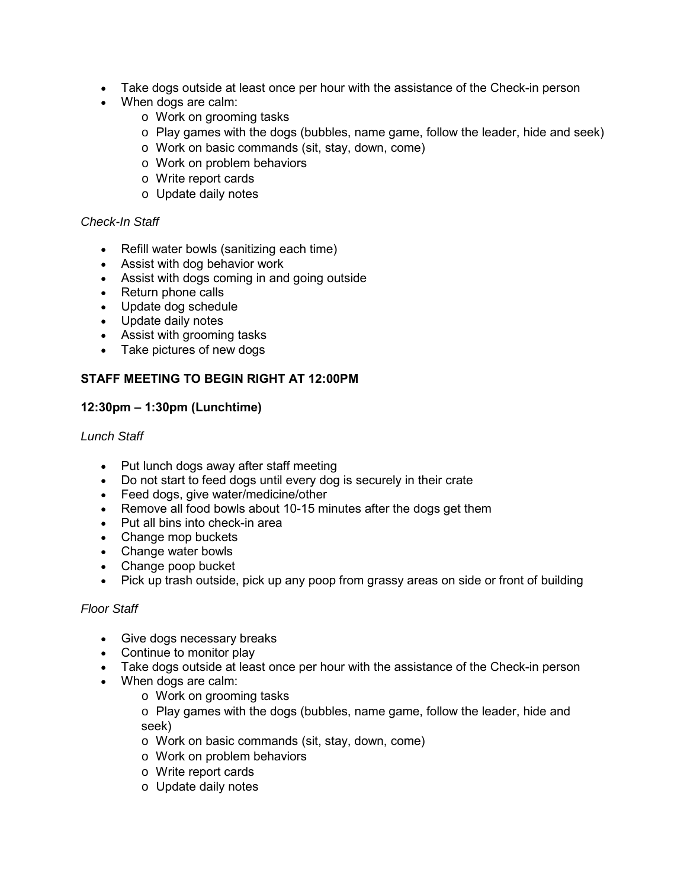- Take dogs outside at least once per hour with the assistance of the Check-in person
- When dogs are calm:
  - Work on grooming tasks
  - Play games with the dogs (bubbles, name game, follow the leader, hide and seek)
  - Work on basic commands (sit, stay, down, come)
  - Work on problem behaviors
  - Write report cards
  - Update daily notes

*Check-In Staff*

- Refill water bowls (sanitizing each time)
- Assist with dog behavior work
- Assist with dogs coming in and going outside
- Return phone calls
- Update dog schedule
- Update daily notes
- Assist with grooming tasks
- Take pictures of new dogs

**STAFF MEETING TO BEGIN RIGHT AT 12:00PM**

**12:30pm – 1:30pm (Lunchtime)**

*Lunch Staff*

- Put lunch dogs away after staff meeting
- Do not start to feed dogs until every dog is securely in their crate
- Feed dogs, give water/medicine/other
- Remove all food bowls about 10-15 minutes after the dogs get them
- Put all bins into check-in area
- Change mop buckets
- Change water bowls
- Change poop bucket
- Pick up trash outside, pick up any poop from grassy areas on side or front of building

*Floor Staff*

- Give dogs necessary breaks
- Continue to monitor play
- Take dogs outside at least once per hour with the assistance of the Check-in person
- When dogs are calm:
  - Work on grooming tasks
  - Play games with the dogs (bubbles, name game, follow the leader, hide and seek)
  - Work on basic commands (sit, stay, down, come)
  - Work on problem behaviors
  - Write report cards
  - Update daily notes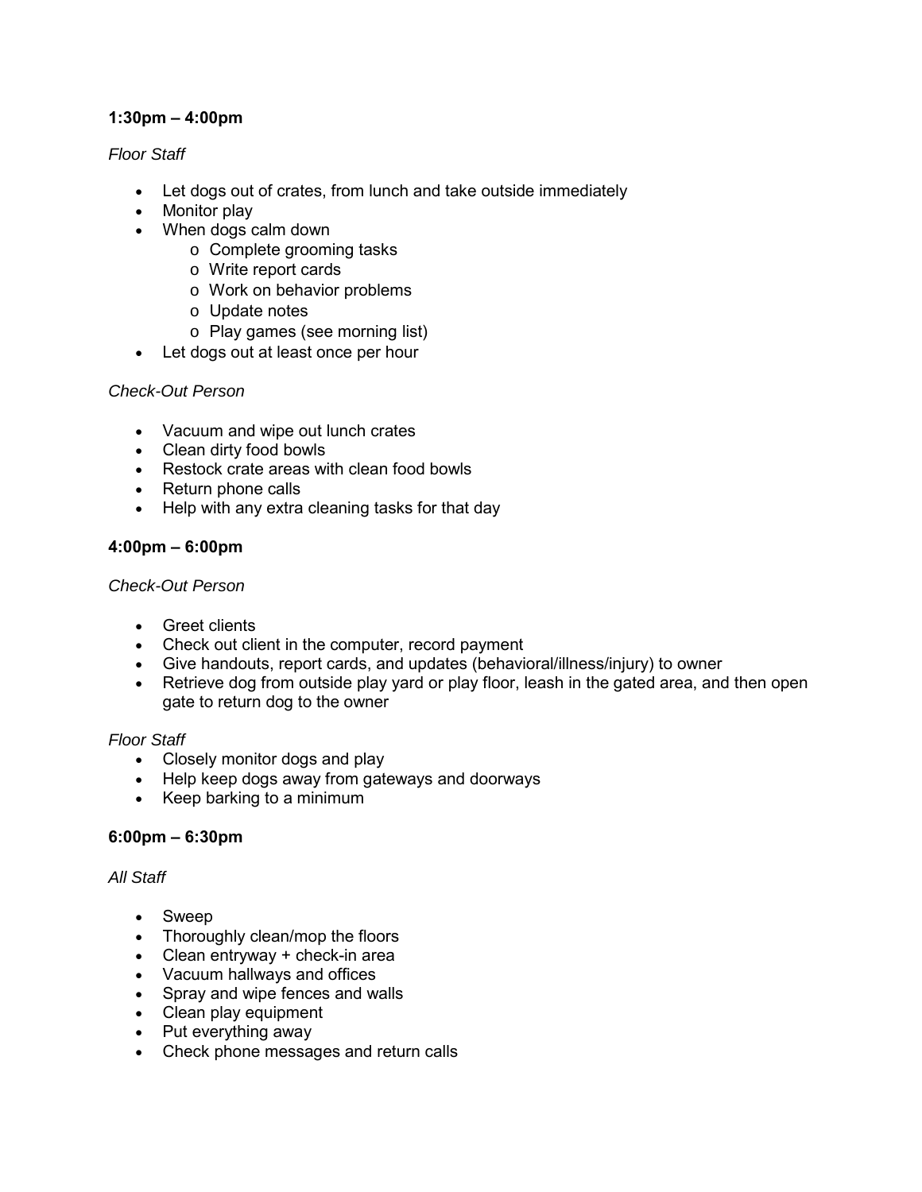**1:30pm – 4:00pm**

*Floor Staff*

- Let dogs out of crates, from lunch and take outside immediately
- Monitor play
- When dogs calm down
  - Complete grooming tasks
  - Write report cards
  - Work on behavior problems
  - Update notes
  - Play games (see morning list)
- Let dogs out at least once per hour

*Check-Out Person*

- Vacuum and wipe out lunch crates
- Clean dirty food bowls
- Restock crate areas with clean food bowls
- Return phone calls
- Help with any extra cleaning tasks for that day

**4:00pm – 6:00pm**

*Check-Out Person*

- Greet clients
- Check out client in the computer, record payment
- Give handouts, report cards, and updates (behavioral/illness/injury) to owner
- Retrieve dog from outside play yard or play floor, leash in the gated area, and then open gate to return dog to the owner

*Floor Staff*

- Closely monitor dogs and play
- Help keep dogs away from gateways and doorways
- Keep barking to a minimum

**6:00pm – 6:30pm**

*All Staff*

- Sweep
- Thoroughly clean/mop the floors
- Clean entryway + check-in area
- Vacuum hallways and offices
- Spray and wipe fences and walls
- Clean play equipment
- Put everything away
- Check phone messages and return calls